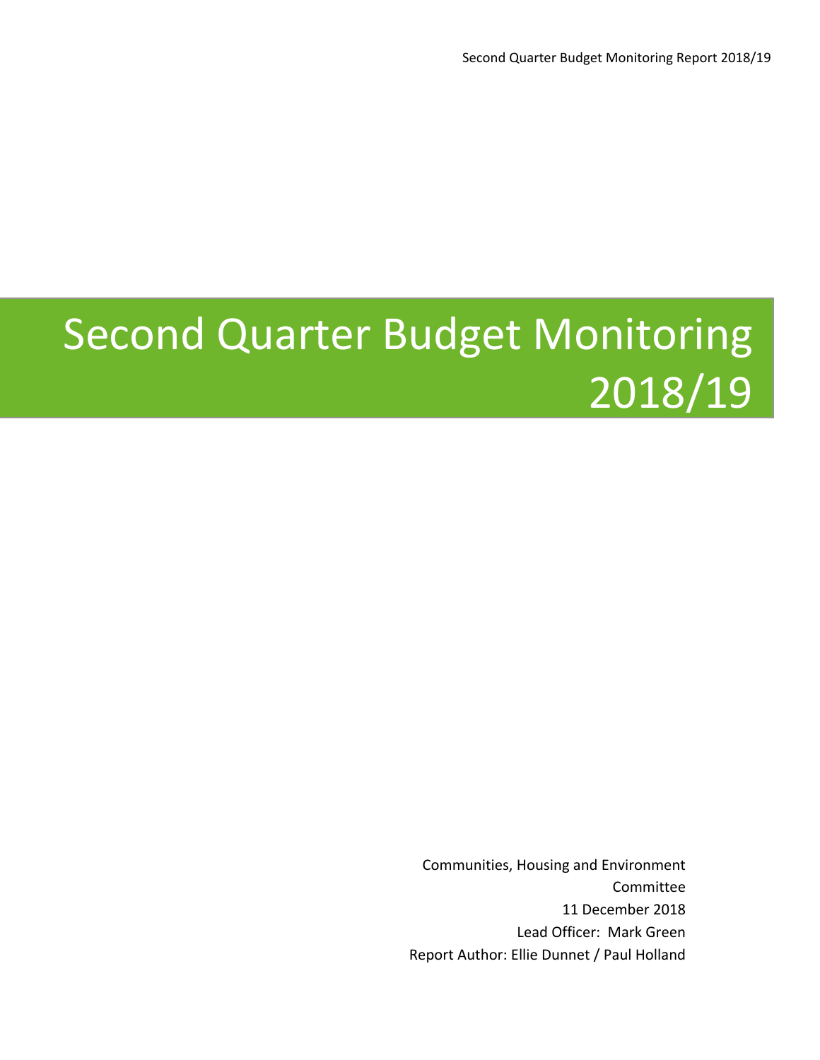# Second Quarter Budget Monitoring 2018/19

Communities, Housing and Environment Committee
11 December 2018
Lead Officer: Mark Green
Report Author: Ellie Dunnet / Paul Holland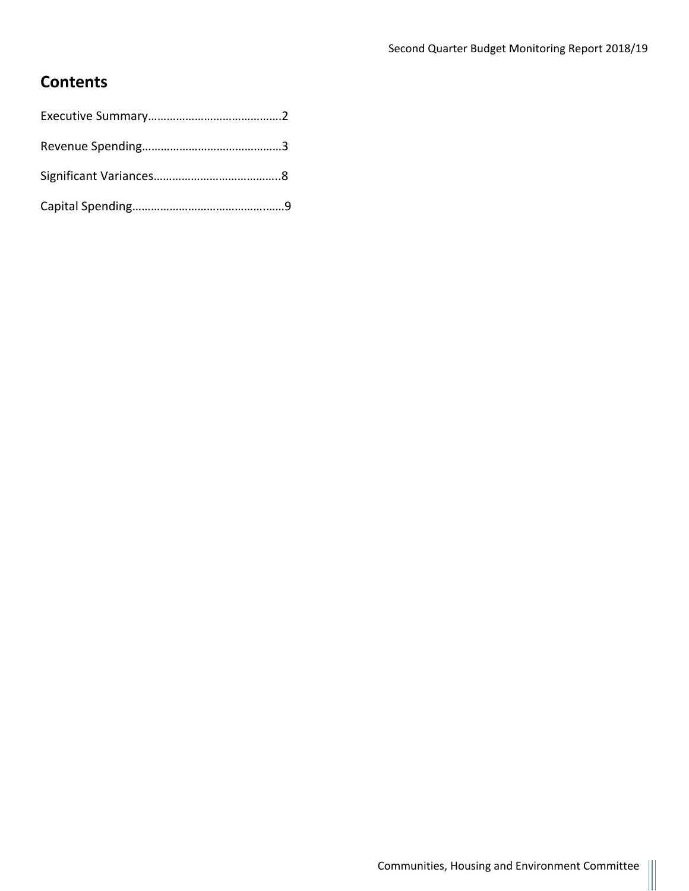## Contents

Executive Summary……………………………………..2

Revenue Spending………………………………………3

Significant Variances…………………………………..8

Capital Spending…………………………………………9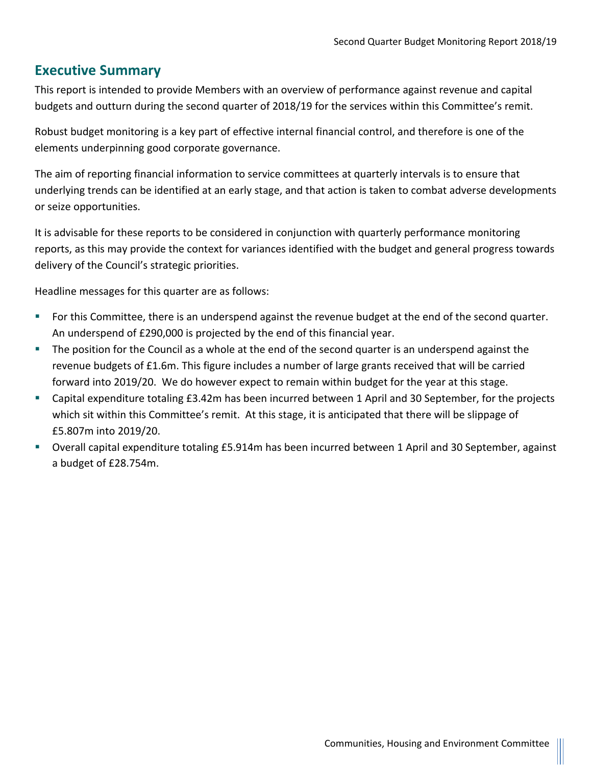## Executive Summary

This report is intended to provide Members with an overview of performance against revenue and capital budgets and outturn during the second quarter of 2018/19 for the services within this Committee's remit.

Robust budget monitoring is a key part of effective internal financial control, and therefore is one of the elements underpinning good corporate governance.

The aim of reporting financial information to service committees at quarterly intervals is to ensure that underlying trends can be identified at an early stage, and that action is taken to combat adverse developments or seize opportunities.

It is advisable for these reports to be considered in conjunction with quarterly performance monitoring reports, as this may provide the context for variances identified with the budget and general progress towards delivery of the Council's strategic priorities.

Headline messages for this quarter are as follows:

- For this Committee, there is an underspend against the revenue budget at the end of the second quarter. An underspend of £290,000 is projected by the end of this financial year.
- The position for the Council as a whole at the end of the second quarter is an underspend against the revenue budgets of £1.6m. This figure includes a number of large grants received that will be carried forward into 2019/20. We do however expect to remain within budget for the year at this stage.
- Capital expenditure totaling £3.42m has been incurred between 1 April and 30 September, for the projects which sit within this Committee's remit. At this stage, it is anticipated that there will be slippage of £5.807m into 2019/20.
- Overall capital expenditure totaling £5.914m has been incurred between 1 April and 30 September, against a budget of £28.754m.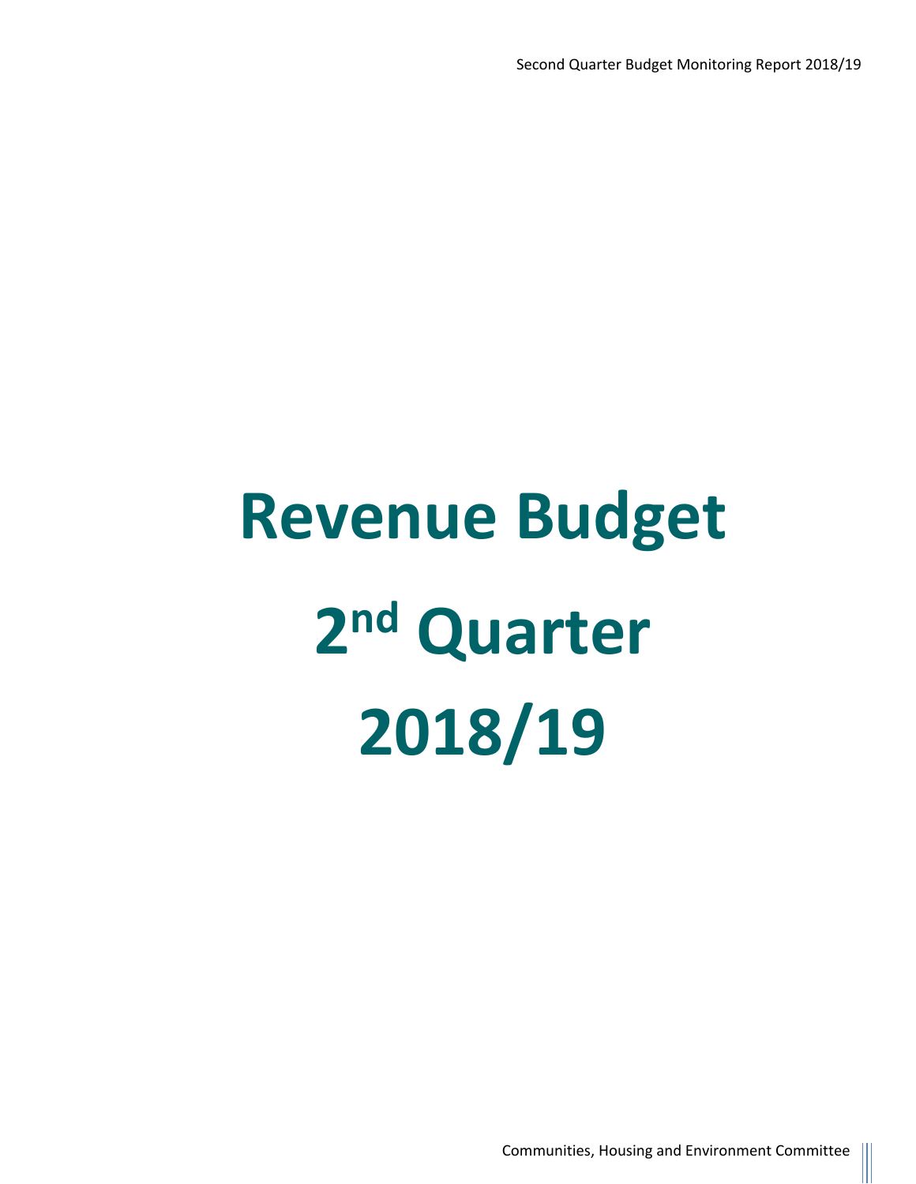# Revenue Budget

# 2nd Quarter

# 2018/19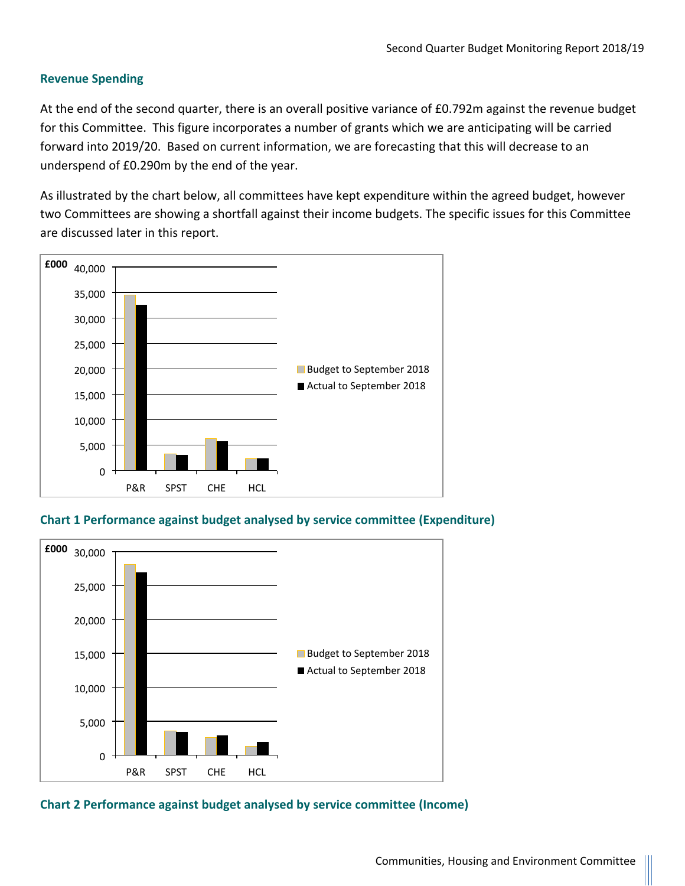## Revenue Spending

At the end of the second quarter, there is an overall positive variance of £0.792m against the revenue budget for this Committee. This figure incorporates a number of grants which we are anticipating will be carried forward into 2019/20. Based on current information, we are forecasting that this will decrease to an underspend of £0.290m by the end of the year.

As illustrated by the chart below, all committees have kept expenditure within the agreed budget, however two Committees are showing a shortfall against their income budgets. The specific issues for this Committee are discussed later in this report.

**Chart 1 Performance against budget analysed by service committee (Expenditure)**

**Chart 2 Performance against budget analysed by service committee (Income)**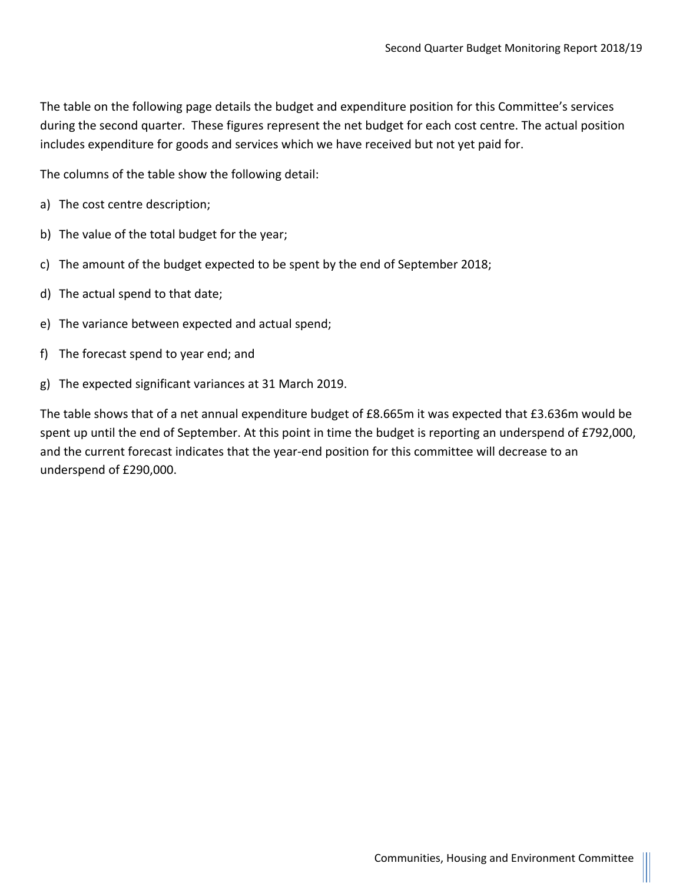The table on the following page details the budget and expenditure position for this Committee's services during the second quarter. These figures represent the net budget for each cost centre. The actual position includes expenditure for goods and services which we have received but not yet paid for.

The columns of the table show the following detail:

a) The cost centre description;

b) The value of the total budget for the year;

c) The amount of the budget expected to be spent by the end of September 2018;

d) The actual spend to that date;

e) The variance between expected and actual spend;

f) The forecast spend to year end; and

g) The expected significant variances at 31 March 2019.

The table shows that of a net annual expenditure budget of £8.665m it was expected that £3.636m would be spent up until the end of September. At this point in time the budget is reporting an underspend of £792,000, and the current forecast indicates that the year-end position for this committee will decrease to an underspend of £290,000.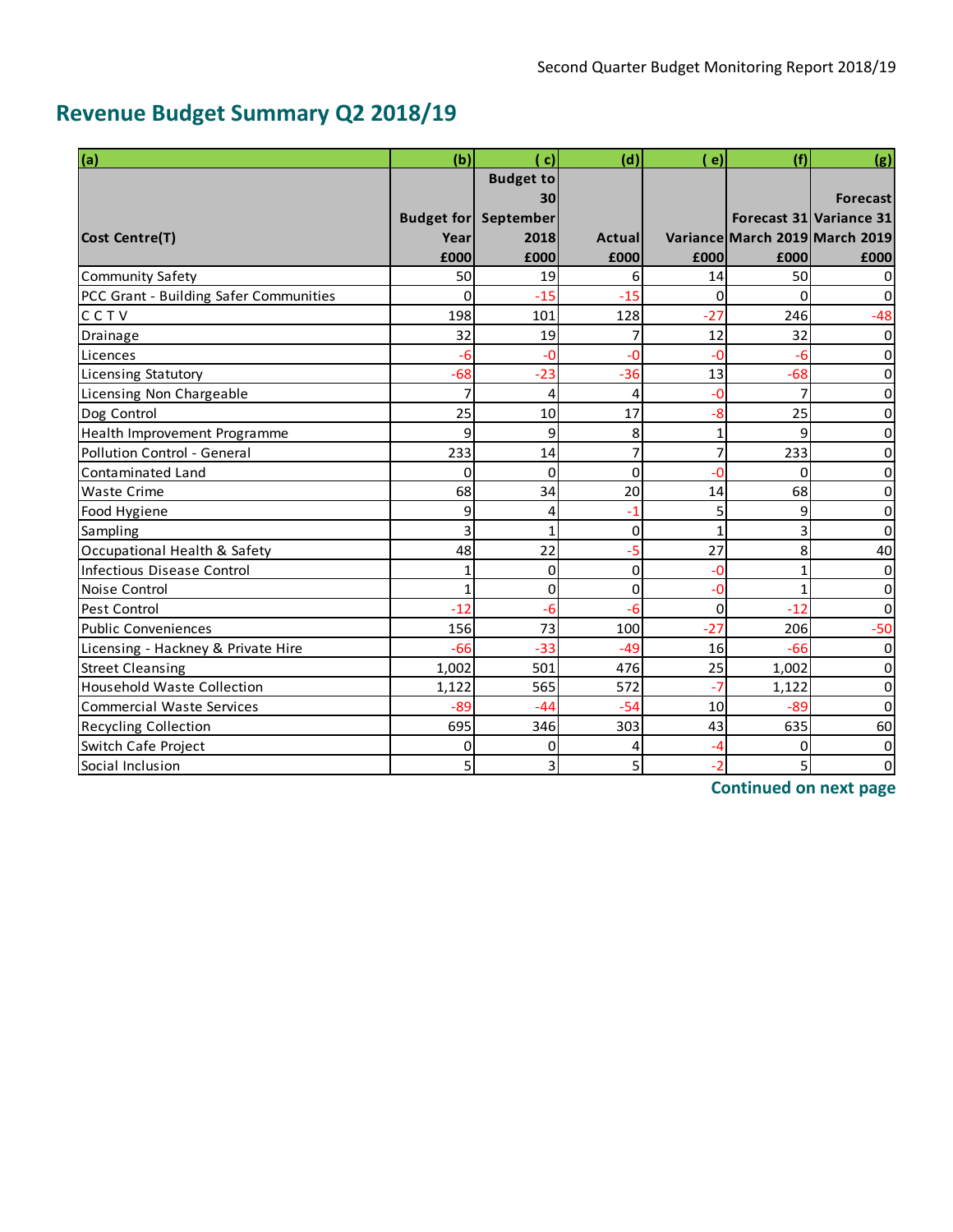## Revenue Budget Summary Q2 2018/19

| (a) | (b) | ( c) | (d) | ( e) | (f) | (g) |
|---|---|---|---|---|---|---|
| Cost Centre(T) | Budget for Year £000 | Budget to 30 September 2018 £000 | Actual £000 | Variance £000 | Forecast 31 March 2019 £000 | Forecast Variance 31 March 2019 £000 |
| Community Safety | 50 | 19 | 6 | 14 | 50 | 0 |
| PCC Grant - Building Safer Communities | 0 | -15 | -15 | 0 | 0 | 0 |
| C C T V | 198 | 101 | 128 | -27 | 246 | -48 |
| Drainage | 32 | 19 | 7 | 12 | 32 | 0 |
| Licences | -6 | -0 | -0 | -0 | -6 | 0 |
| Licensing Statutory | -68 | -23 | -36 | 13 | -68 | 0 |
| Licensing Non Chargeable | 7 | 4 | 4 | -0 | 7 | 0 |
| Dog Control | 25 | 10 | 17 | -8 | 25 | 0 |
| Health Improvement Programme | 9 | 9 | 8 | 1 | 9 | 0 |
| Pollution Control - General | 233 | 14 | 7 | 7 | 233 | 0 |
| Contaminated Land | 0 | 0 | 0 | -0 | 0 | 0 |
| Waste Crime | 68 | 34 | 20 | 14 | 68 | 0 |
| Food Hygiene | 9 | 4 | -1 | 5 | 9 | 0 |
| Sampling | 3 | 1 | 0 | 1 | 3 | 0 |
| Occupational Health & Safety | 48 | 22 | -5 | 27 | 8 | 40 |
| Infectious Disease Control | 1 | 0 | 0 | -0 | 1 | 0 |
| Noise Control | 1 | 0 | 0 | -0 | 1 | 0 |
| Pest Control | -12 | -6 | -6 | 0 | -12 | 0 |
| Public Conveniences | 156 | 73 | 100 | -27 | 206 | -50 |
| Licensing - Hackney & Private Hire | -66 | -33 | -49 | 16 | -66 | 0 |
| Street Cleansing | 1,002 | 501 | 476 | 25 | 1,002 | 0 |
| Household Waste Collection | 1,122 | 565 | 572 | -7 | 1,122 | 0 |
| Commercial Waste Services | -89 | -44 | -54 | 10 | -89 | 0 |
| Recycling Collection | 695 | 346 | 303 | 43 | 635 | 60 |
| Switch Cafe Project | 0 | 0 | 4 | -4 | 0 | 0 |
| Social Inclusion | 5 | 3 | 5 | -2 | 5 | 0 |

**Continued on next page**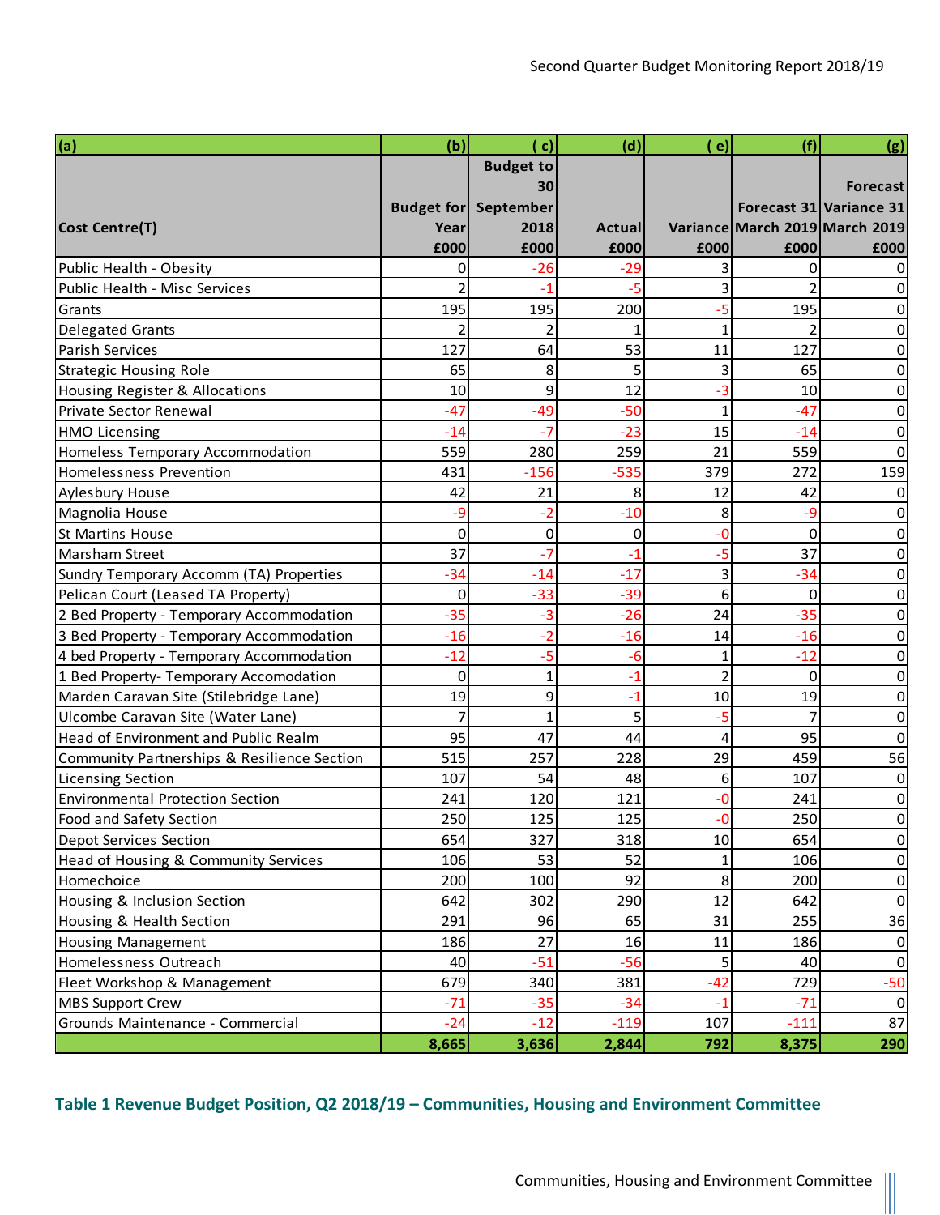| (a) | (b) | ( c) | (d) | ( e) | (f) | (g) |
|---|---|---|---|---|---|---|
| Cost Centre(T) | Budget for Year £000 | Budget to 30 September 2018 £000 | Actual £000 | Variance £000 | Forecast 31 March 2019 £000 | Forecast Variance 31 March 2019 £000 |
| Public Health - Obesity | 0 | -26 | -29 | 3 | 0 | 0 |
| Public Health - Misc Services | 2 | -1 | -5 | 3 | 2 | 0 |
| Grants | 195 | 195 | 200 | -5 | 195 | 0 |
| Delegated Grants | 2 | 2 | 1 | 1 | 2 | 0 |
| Parish Services | 127 | 64 | 53 | 11 | 127 | 0 |
| Strategic Housing Role | 65 | 8 | 5 | 3 | 65 | 0 |
| Housing Register & Allocations | 10 | 9 | 12 | -3 | 10 | 0 |
| Private Sector Renewal | -47 | -49 | -50 | 1 | -47 | 0 |
| HMO Licensing | -14 | -7 | -23 | 15 | -14 | 0 |
| Homeless Temporary Accommodation | 559 | 280 | 259 | 21 | 559 | 0 |
| Homelessness Prevention | 431 | -156 | -535 | 379 | 272 | 159 |
| Aylesbury House | 42 | 21 | 8 | 12 | 42 | 0 |
| Magnolia House | -9 | -2 | -10 | 8 | -9 | 0 |
| St Martins House | 0 | 0 | 0 | -0 | 0 | 0 |
| Marsham Street | 37 | -7 | -1 | -5 | 37 | 0 |
| Sundry Temporary Accomm (TA) Properties | -34 | -14 | -17 | 3 | -34 | 0 |
| Pelican Court (Leased TA Property) | 0 | -33 | -39 | 6 | 0 | 0 |
| 2 Bed Property - Temporary Accommodation | -35 | -3 | -26 | 24 | -35 | 0 |
| 3 Bed Property - Temporary Accommodation | -16 | -2 | -16 | 14 | -16 | 0 |
| 4 bed Property - Temporary Accommodation | -12 | -5 | -6 | 1 | -12 | 0 |
| 1 Bed Property- Temporary Accomodation | 0 | 1 | -1 | 2 | 0 | 0 |
| Marden Caravan Site (Stilebridge Lane) | 19 | 9 | -1 | 10 | 19 | 0 |
| Ulcombe Caravan Site (Water Lane) | 7 | 1 | 5 | -5 | 7 | 0 |
| Head of Environment and Public Realm | 95 | 47 | 44 | 4 | 95 | 0 |
| Community Partnerships & Resilience Section | 515 | 257 | 228 | 29 | 459 | 56 |
| Licensing Section | 107 | 54 | 48 | 6 | 107 | 0 |
| Environmental Protection Section | 241 | 120 | 121 | -0 | 241 | 0 |
| Food and Safety Section | 250 | 125 | 125 | -0 | 250 | 0 |
| Depot Services Section | 654 | 327 | 318 | 10 | 654 | 0 |
| Head of Housing & Community Services | 106 | 53 | 52 | 1 | 106 | 0 |
| Homechoice | 200 | 100 | 92 | 8 | 200 | 0 |
| Housing & Inclusion Section | 642 | 302 | 290 | 12 | 642 | 0 |
| Housing & Health Section | 291 | 96 | 65 | 31 | 255 | 36 |
| Housing Management | 186 | 27 | 16 | 11 | 186 | 0 |
| Homelessness Outreach | 40 | -51 | -56 | 5 | 40 | 0 |
| Fleet Workshop & Management | 679 | 340 | 381 | -42 | 729 | -50 |
| MBS Support Crew | -71 | -35 | -34 | -1 | -71 | 0 |
| Grounds Maintenance - Commercial | -24 | -12 | -119 | 107 | -111 | 87 |
| | **8,665** | **3,636** | **2,844** | **792** | **8,375** | **290** |

**Table 1 Revenue Budget Position, Q2 2018/19 – Communities, Housing and Environment Committee**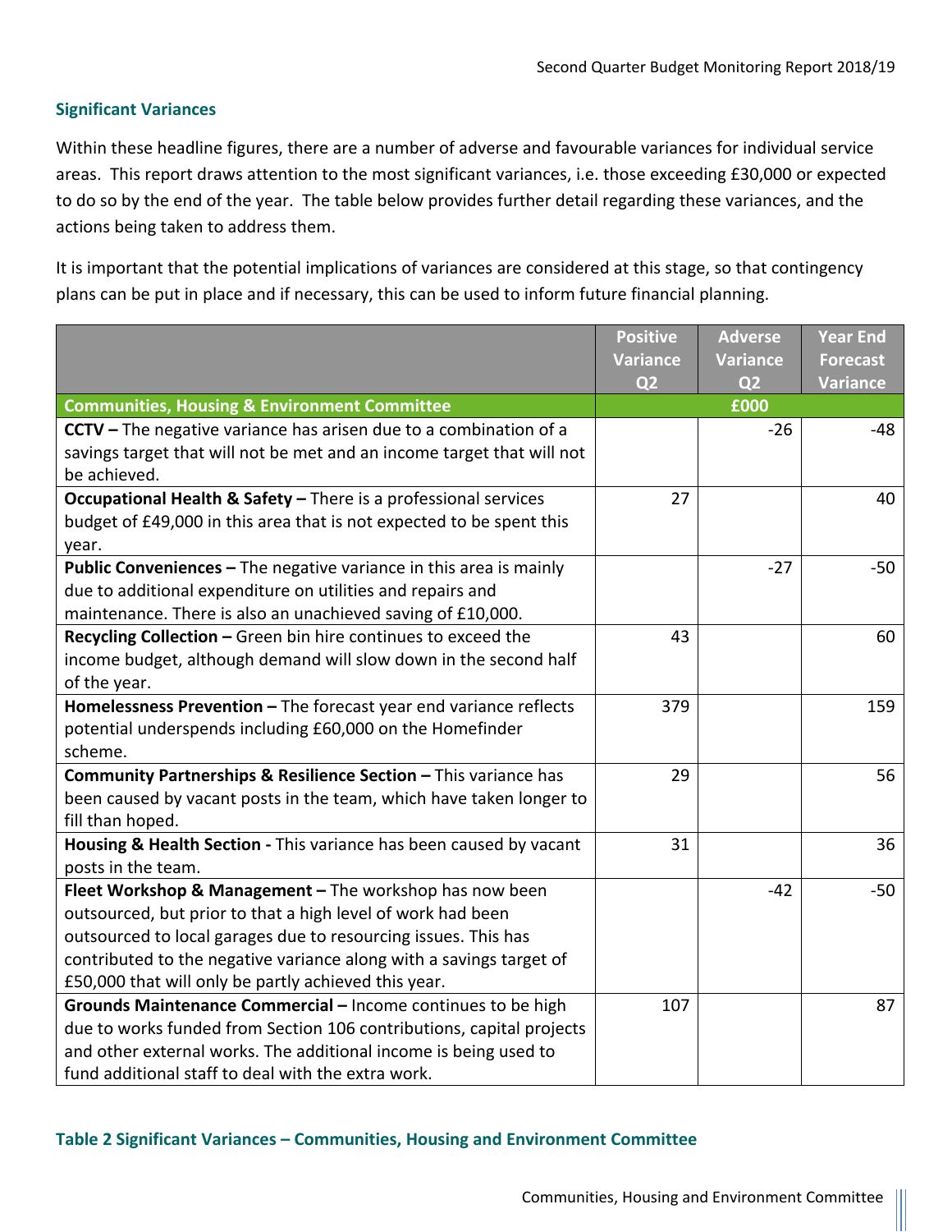### Significant Variances

Within these headline figures, there are a number of adverse and favourable variances for individual service areas. This report draws attention to the most significant variances, i.e. those exceeding £30,000 or expected to do so by the end of the year. The table below provides further detail regarding these variances, and the actions being taken to address them.

It is important that the potential implications of variances are considered at this stage, so that contingency plans can be put in place and if necessary, this can be used to inform future financial planning.

| | Positive Variance Q2 | Adverse Variance Q2 | Year End Forecast Variance |
|---|---|---|---|
| **Communities, Housing & Environment Committee** | | £000 | |
| **CCTV –** The negative variance has arisen due to a combination of a savings target that will not be met and an income target that will not be achieved. | | -26 | -48 |
| **Occupational Health & Safety –** There is a professional services budget of £49,000 in this area that is not expected to be spent this year. | 27 | | 40 |
| **Public Conveniences –** The negative variance in this area is mainly due to additional expenditure on utilities and repairs and maintenance. There is also an unachieved saving of £10,000. | | -27 | -50 |
| **Recycling Collection –** Green bin hire continues to exceed the income budget, although demand will slow down in the second half of the year. | 43 | | 60 |
| **Homelessness Prevention –** The forecast year end variance reflects potential underspends including £60,000 on the Homefinder scheme. | 379 | | 159 |
| **Community Partnerships & Resilience Section –** This variance has been caused by vacant posts in the team, which have taken longer to fill than hoped. | 29 | | 56 |
| **Housing & Health Section -** This variance has been caused by vacant posts in the team. | 31 | | 36 |
| **Fleet Workshop & Management –** The workshop has now been outsourced, but prior to that a high level of work had been outsourced to local garages due to resourcing issues. This has contributed to the negative variance along with a savings target of £50,000 that will only be partly achieved this year. | | -42 | -50 |
| **Grounds Maintenance Commercial –** Income continues to be high due to works funded from Section 106 contributions, capital projects and other external works. The additional income is being used to fund additional staff to deal with the extra work. | 107 | | 87 |

**Table 2 Significant Variances – Communities, Housing and Environment Committee**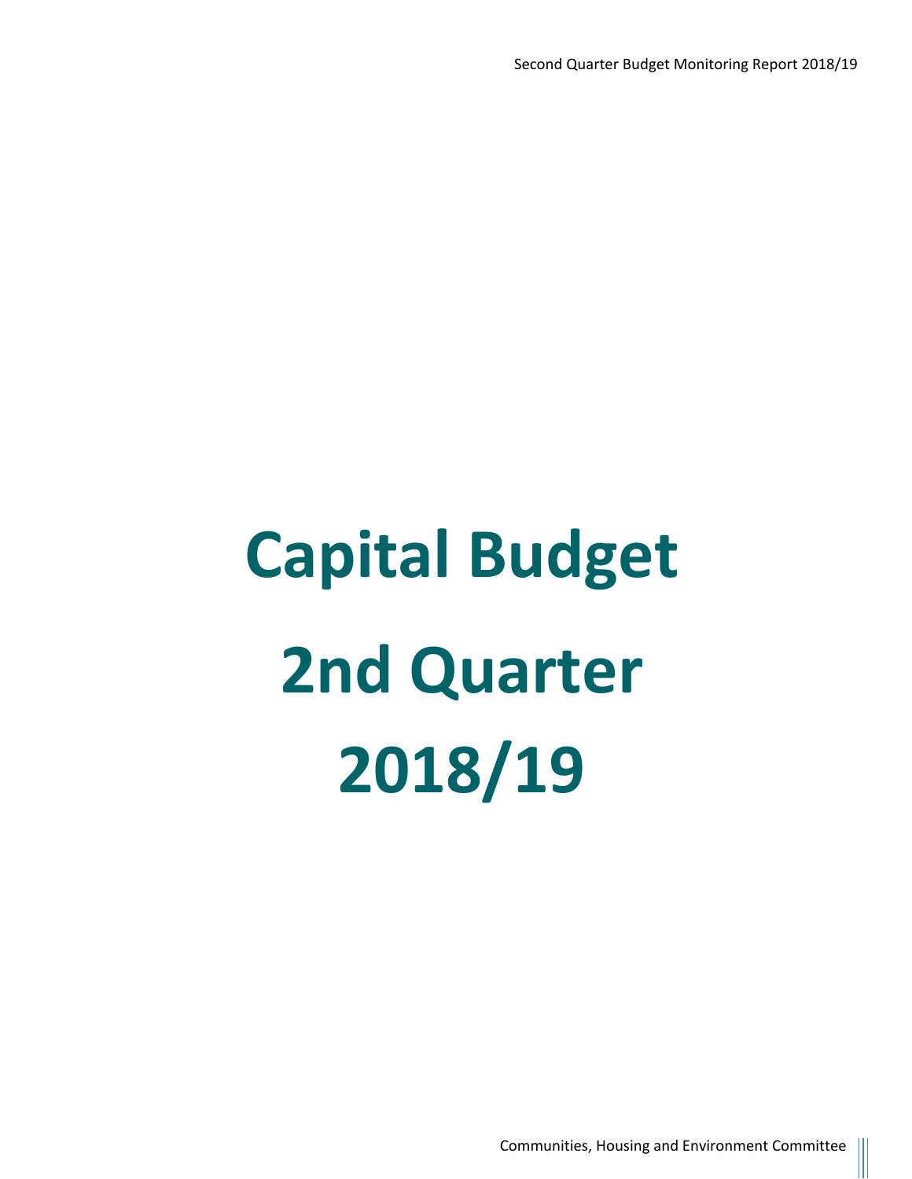# Capital Budget

# 2nd Quarter

# 2018/19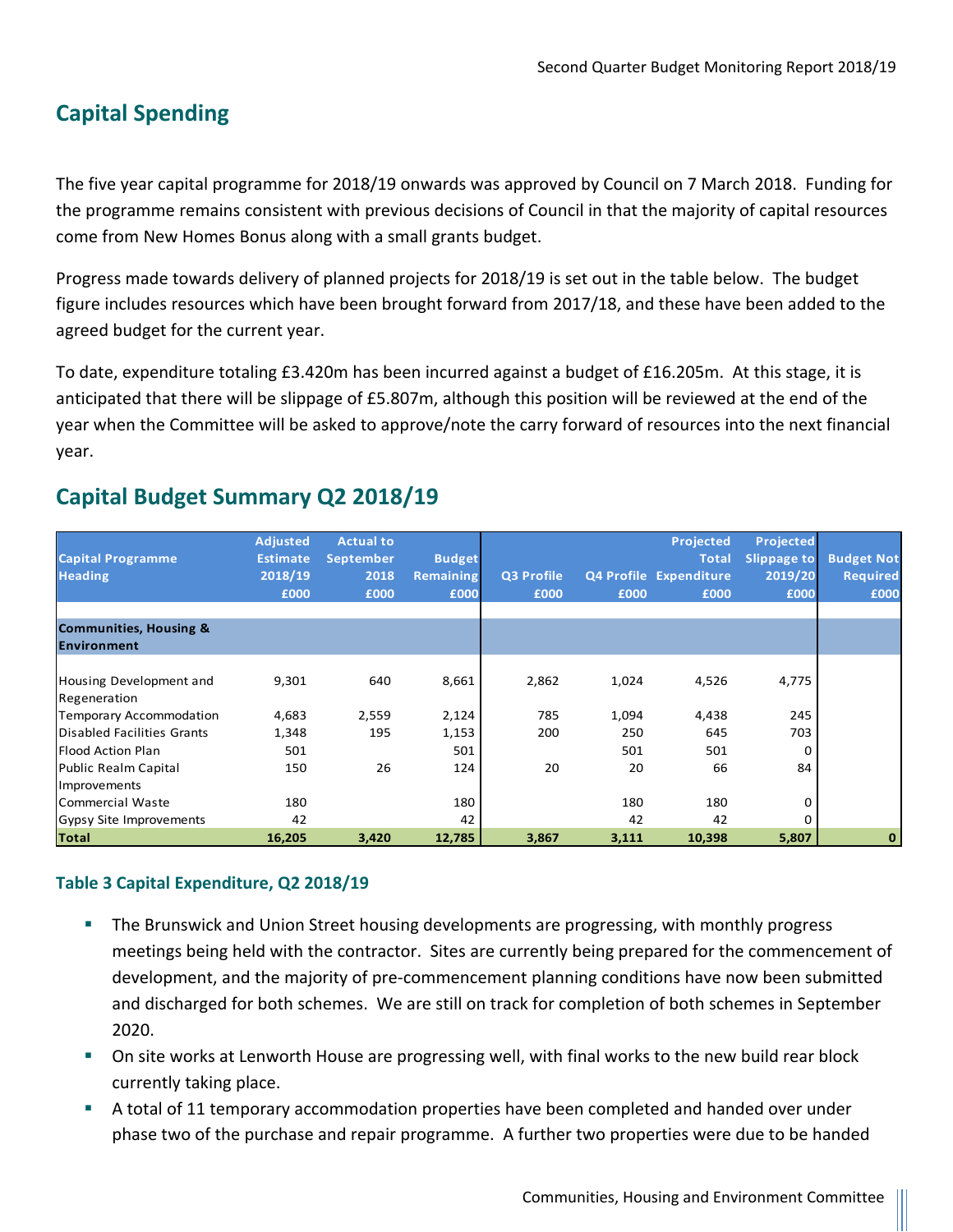## Capital Spending

The five year capital programme for 2018/19 onwards was approved by Council on 7 March 2018. Funding for the programme remains consistent with previous decisions of Council in that the majority of capital resources come from New Homes Bonus along with a small grants budget.

Progress made towards delivery of planned projects for 2018/19 is set out in the table below. The budget figure includes resources which have been brought forward from 2017/18, and these have been added to the agreed budget for the current year.

To date, expenditure totaling £3.420m has been incurred against a budget of £16.205m. At this stage, it is anticipated that there will be slippage of £5.807m, although this position will be reviewed at the end of the year when the Committee will be asked to approve/note the carry forward of resources into the next financial year.

## Capital Budget Summary Q2 2018/19

| Capital Programme Heading | Adjusted Estimate 2018/19 £000 | Actual to September 2018 £000 | Budget Remaining £000 | Q3 Profile £000 | Q4 Profile £000 | Projected Total Expenditure £000 | Projected Slippage to 2019/20 £000 | Budget Not Required £000 |
|---|---|---|---|---|---|---|---|---|
| **Communities, Housing & Environment** | | | | | | | | |
| Housing Development and Regeneration | 9,301 | 640 | 8,661 | 2,862 | 1,024 | 4,526 | 4,775 | |
| Temporary Accommodation | 4,683 | 2,559 | 2,124 | 785 | 1,094 | 4,438 | 245 | |
| Disabled Facilities Grants | 1,348 | 195 | 1,153 | 200 | 250 | 645 | 703 | |
| Flood Action Plan | 501 | | 501 | | 501 | 501 | 0 | |
| Public Realm Capital Improvements | 150 | 26 | 124 | 20 | 20 | 66 | 84 | |
| Commercial Waste | 180 | | 180 | | 180 | 180 | 0 | |
| Gypsy Site Improvements | 42 | | 42 | | 42 | 42 | 0 | |
| **Total** | **16,205** | **3,420** | **12,785** | **3,867** | **3,111** | **10,398** | **5,807** | **0** |

### Table 3 Capital Expenditure, Q2 2018/19

- The Brunswick and Union Street housing developments are progressing, with monthly progress meetings being held with the contractor. Sites are currently being prepared for the commencement of development, and the majority of pre-commencement planning conditions have now been submitted and discharged for both schemes. We are still on track for completion of both schemes in September 2020.
- On site works at Lenworth House are progressing well, with final works to the new build rear block currently taking place.
- A total of 11 temporary accommodation properties have been completed and handed over under phase two of the purchase and repair programme. A further two properties were due to be handed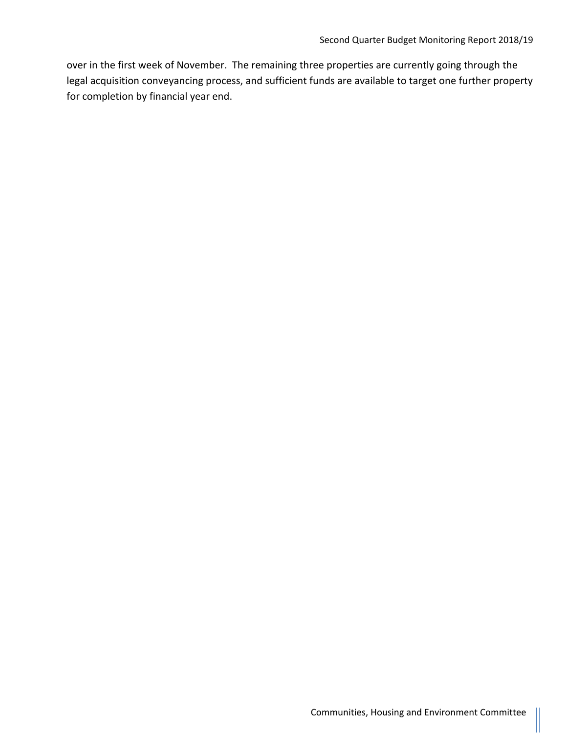over in the first week of November. The remaining three properties are currently going through the legal acquisition conveyancing process, and sufficient funds are available to target one further property for completion by financial year end.